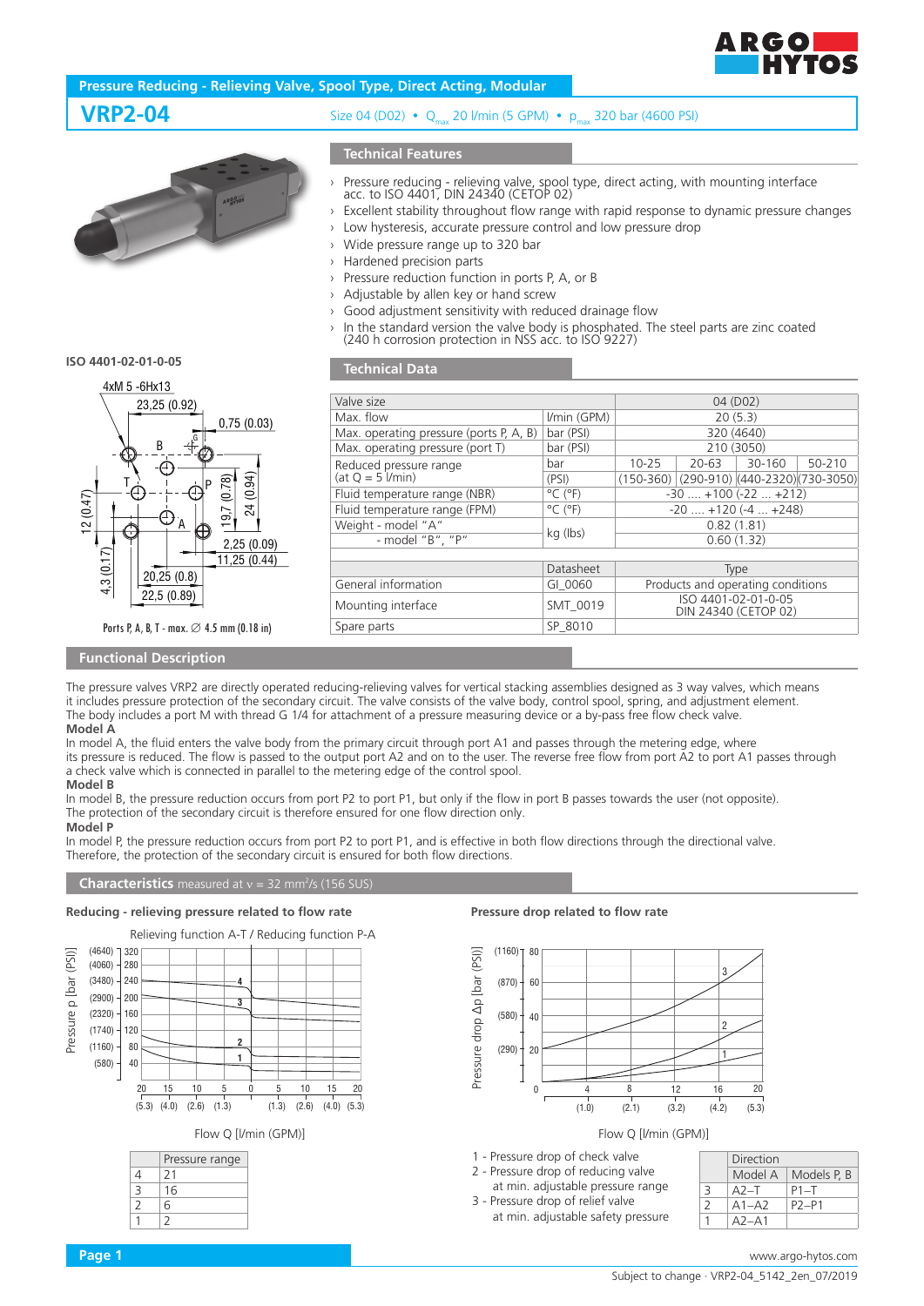## Pressure Reducing - Relieving Valve, Spool Type, Direct Acting, Modular

# VRP2-04

Size 04 (D02) • $Q_{max}$ 20 l/min (5 GPM) • $p_{max}$ 320 bar (4600 PSI)

### Technical Features

- › Pressure reducing - relieving valve, spool type, direct acting, with mounting interface acc. to ISO 4401, DIN 24340 (CETOP 02)
- › Excellent stability throughout flow range with rapid response to dynamic pressure changes
- › Low hysteresis, accurate pressure control and low pressure drop
- › Wide pressure range up to 320 bar
- › Hardened precision parts
- › Pressure reduction function in ports P, A, or B
- › Adjustable by allen key or hand screw
- › Good adjustment sensitivity with reduced drainage flow
- › In the standard version the valve body is phosphated. The steel parts are zinc coated (240 h corrosion protection in NSS acc. to ISO 9227)

**ISO 4401-02-01-0-05**

4xM 5 -6Hx13; 23,25 (0.92); 0,75 (0.03); 12 (0.47); 19,7 (0.78); 24 (0.94); 2,25 (0.09); 11,25 (0.44); 4,3 (0.17); 20,25 (0.8); 22,5 (0.89)

Ports P, A, B, T - max. ∅ 4.5 mm (0.18 in)

### Technical Data

| Valve size | | 04 (D02) | | | |
|---|---|---|---|---|---|
| Max. flow | l/min (GPM) | 20 (5.3) | | | |
| Max. operating pressure (ports P, A, B) | bar (PSI) | 320 (4640) | | | |
| Max. operating pressure (port T) | bar (PSI) | 210 (3050) | | | |
| Reduced pressure range (at Q = 5 l/min) | bar | 10-25 | 20-63 | 30-160 | 50-210 |
| | (PSI) | (150-360) | (290-910) | (440-2320) | (730-3050) |
| Fluid temperature range (NBR) | °C (°F) | -30 .... +100 (-22 ... +212) | | | |
| Fluid temperature range (FPM) | °C (°F) | -20 .... +120 (-4 ... +248) | | | |
| Weight - model "A" | kg (lbs) | 0.82 (1.81) | | | |
| - model "B", "P" | | 0.60 (1.32) | | | |

| | Datasheet | Type |
|---|---|---|
| General information | GI_0060 | Products and operating conditions |
| Mounting interface | SMT_0019 | ISO 4401-02-01-0-05<br>DIN 24340 (CETOP 02) |
| Spare parts | SP_8010 | |

### Functional Description

The pressure valves VRP2 are directly operated reducing-relieving valves for vertical stacking assemblies designed as 3 way valves, which means it includes pressure protection of the secondary circuit. The valve consists of the valve body, control spool, spring, and adjustment element. The body includes a port M with thread G 1/4 for attachment of a pressure measuring device or a by-pass free flow check valve.

**Model A**

In model A, the fluid enters the valve body from the primary circuit through port A1 and passes through the metering edge, where its pressure is reduced. The flow is passed to the output port A2 and on to the user. The reverse free flow from port A2 to port A1 passes through a check valve which is connected in parallel to the metering edge of the control spool.

**Model B**

In model B, the pressure reduction occurs from port P2 to port P1, but only if the flow in port B passes towards the user (not opposite). The protection of the secondary circuit is therefore ensured for one flow direction only.

**Model P**

In model P, the pressure reduction occurs from port P2 to port P1, and is effective in both flow directions through the directional valve. Therefore, the protection of the secondary circuit is ensured for both flow directions.

### Characteristics measured at ν = 32 mm²/s (156 SUS)

**Reducing - relieving pressure related to flow rate**

Relieving function A-T / Reducing function P-A

Pressure p [bar (PSI)] vs. Flow Q [l/min (GPM)]

| | Pressure range |
|---|---|
| 4 | 21 |
| 3 | 16 |
| 2 | 6 |
| 1 | 2 |

**Pressure drop related to flow rate**

Pressure drop Δp [bar (PSI)] vs. Flow Q [l/min (GPM)]

1 - Pressure drop of check valve
2 - Pressure drop of reducing valve at min. adjustable pressure range
3 - Pressure drop of relief valve at min. adjustable safety pressure

| | Direction | |
|---|---|---|
| | Model A | Models P, B |
| 3 | A2–T | P1–T |
| 2 | A1–A2 | P2–P1 |
| 1 | A2–A1 | |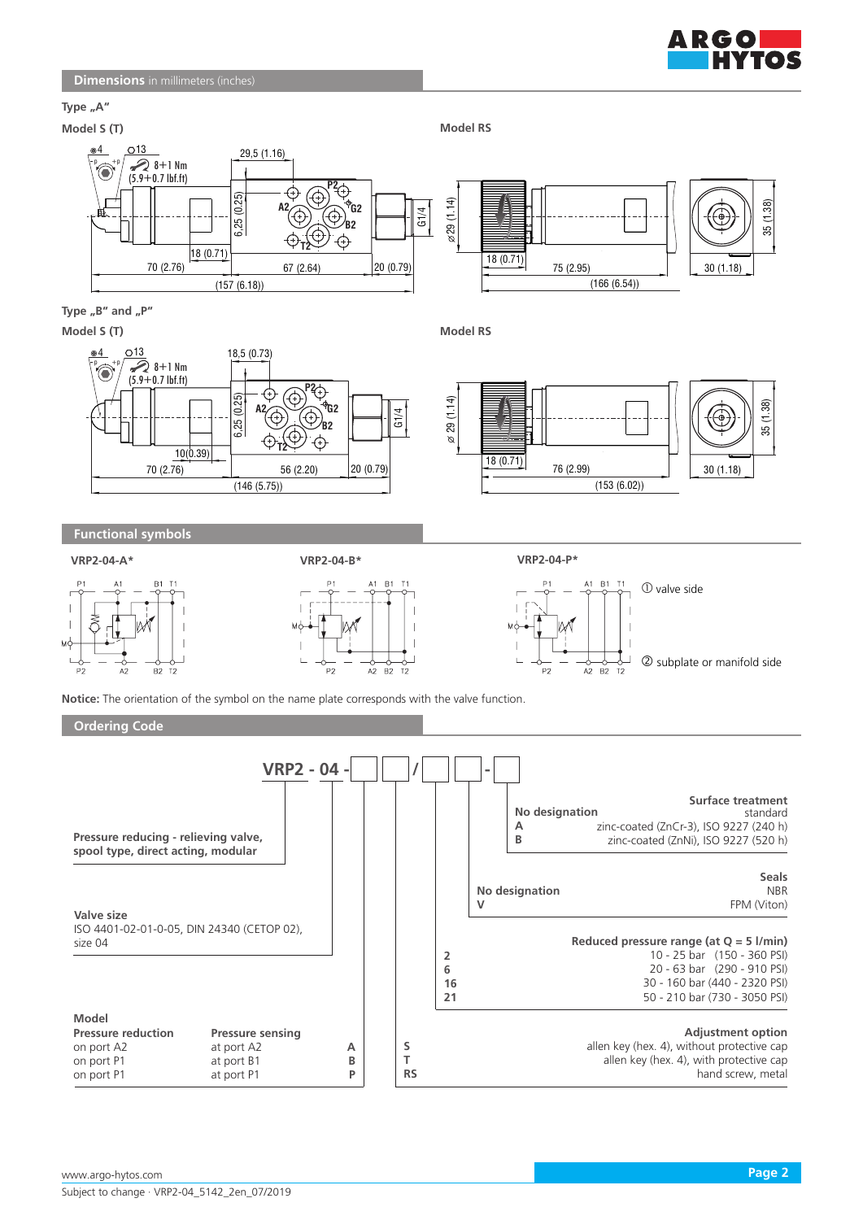## Dimensions in millimeters (inches)

Type „A"

Model S (T)

⌀4 ⌀13 8+1 Nm (5.9+0.7 lbf.ft)

29,5 (1.16)

P2 A2 G2 B2 T2

6,25 (0.25)

G1/4

18 (0.71)

70 (2.76) 67 (2.64) 20 (0.79)

(157 (6.18))

Model RS

⌀29 (1.14)

18 (0.71) 75 (2.95)

(166 (6.54))

30 (1.18) 35 (1.38)

Type „B" and „P"

Model S (T)

⌀4 ⌀13 8+1 Nm (5.9+0.7 lbf.ft)

18,5 (0.73)

P2 A2 G2 B2 T2

6,25 (0.25)

G1/4

10(0.39)

70 (2.76) 56 (2.20) 20 (0.79)

(146 (5.75))

Model RS

⌀29 (1.14)

18 (0.71) 76 (2.99)

(153 (6.02))

30 (1.18) 35 (1.38)

## Functional symbols

VRP2-04-A*

P1 A1 B1 T1

M

P2 A2 B2 T2

VRP2-04-B*

P1 A1 B1 T1

M

P2 A2 B2 T2

VRP2-04-P*

P1 A1 B1 T1

M

P2 A2 B2 T2

① valve side

② subplate or manifold side

**Notice:** The orientation of the symbol on the name plate corresponds with the valve function.

## Ordering Code

**VRP2 - 04 - ☐ ☐ / ☐ ☐ - ☐**

**Pressure reducing - relieving valve, spool type, direct acting, modular**

**Valve size**
ISO 4401-02-01-0-05, DIN 24340 (CETOP 02), size 04

**Model**

| Pressure reduction | Pressure sensing | |
|---|---|---|
| on port A2 | at port A2 | A |
| on port P1 | at port B1 | B |
| on port P1 | at port P1 | P |

**Adjustment option**

| | |
|---|---|
| S | allen key (hex. 4), without protective cap |
| T | allen key (hex. 4), with protective cap |
| RS | hand screw, metal |

**Reduced pressure range (at Q = 5 l/min)**

| | |
|---|---|
| 2 | 10 - 25 bar (150 - 360 PSI) |
| 6 | 20 - 63 bar (290 - 910 PSI) |
| 16 | 30 - 160 bar (440 - 2320 PSI) |
| 21 | 50 - 210 bar (730 - 3050 PSI) |

**Seals**

| | |
|---|---|
| No designation | NBR |
| V | FPM (Viton) |

**Surface treatment**

| | |
|---|---|
| No designation | standard |
| A | zinc-coated (ZnCr-3), ISO 9227 (240 h) |
| B | zinc-coated (ZnNi), ISO 9227 (520 h) |

www.argo-hytos.com

Subject to change · VRP2-04_5142_2en_07/2019